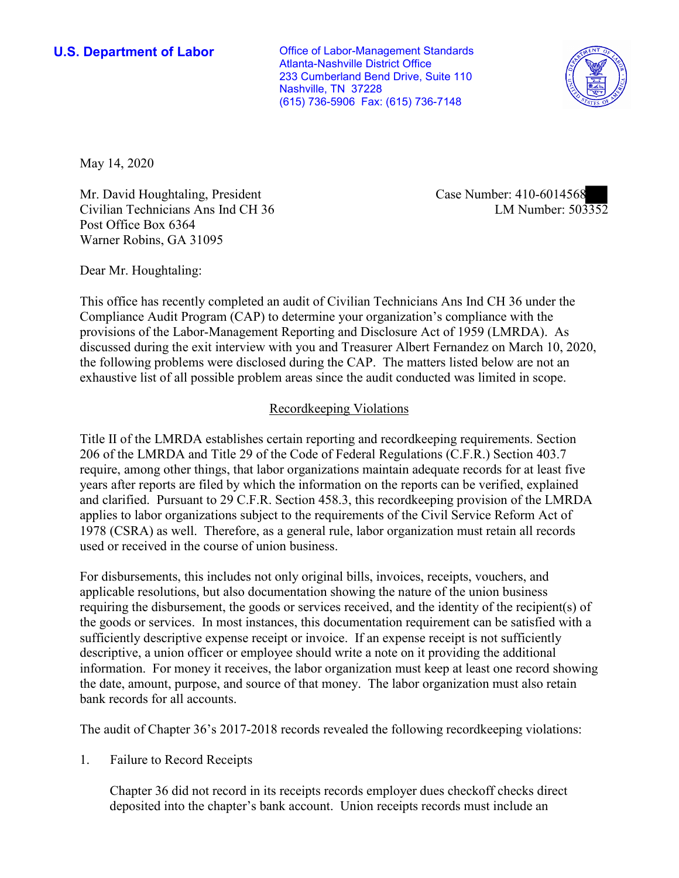**U.S. Department of Labor**

Office of Labor-Management Standards
Atlanta-Nashville District Office
233 Cumberland Bend Drive, Suite 110
Nashville, TN 37228
(615) 736-5906 Fax: (615) 736-7148

May 14, 2020

Mr. David Houghtaling, President
Civilian Technicians Ans Ind CH 36
Post Office Box 6364
Warner Robins, GA 31095

Case Number: 410-6014568
LM Number: 503352

Dear Mr. Houghtaling:

This office has recently completed an audit of Civilian Technicians Ans Ind CH 36 under the Compliance Audit Program (CAP) to determine your organization's compliance with the provisions of the Labor-Management Reporting and Disclosure Act of 1959 (LMRDA). As discussed during the exit interview with you and Treasurer Albert Fernandez on March 10, 2020, the following problems were disclosed during the CAP. The matters listed below are not an exhaustive list of all possible problem areas since the audit conducted was limited in scope.

## Recordkeeping Violations

Title II of the LMRDA establishes certain reporting and recordkeeping requirements. Section 206 of the LMRDA and Title 29 of the Code of Federal Regulations (C.F.R.) Section 403.7 require, among other things, that labor organizations maintain adequate records for at least five years after reports are filed by which the information on the reports can be verified, explained and clarified. Pursuant to 29 C.F.R. Section 458.3, this recordkeeping provision of the LMRDA applies to labor organizations subject to the requirements of the Civil Service Reform Act of 1978 (CSRA) as well. Therefore, as a general rule, labor organization must retain all records used or received in the course of union business.

For disbursements, this includes not only original bills, invoices, receipts, vouchers, and applicable resolutions, but also documentation showing the nature of the union business requiring the disbursement, the goods or services received, and the identity of the recipient(s) of the goods or services. In most instances, this documentation requirement can be satisfied with a sufficiently descriptive expense receipt or invoice. If an expense receipt is not sufficiently descriptive, a union officer or employee should write a note on it providing the additional information. For money it receives, the labor organization must keep at least one record showing the date, amount, purpose, and source of that money. The labor organization must also retain bank records for all accounts.

The audit of Chapter 36's 2017-2018 records revealed the following recordkeeping violations:

1. Failure to Record Receipts

   Chapter 36 did not record in its receipts records employer dues checkoff checks direct deposited into the chapter's bank account. Union receipts records must include an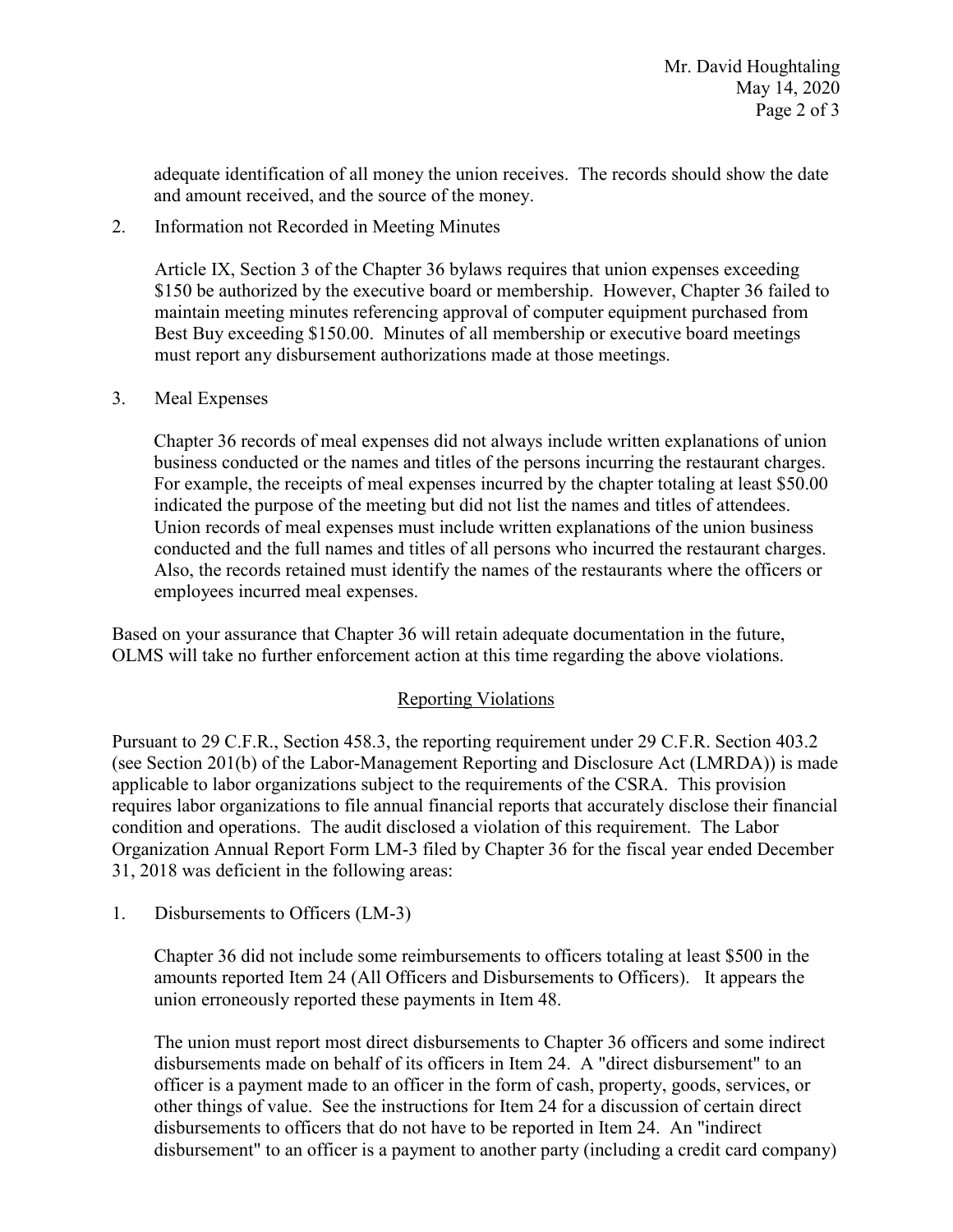adequate identification of all money the union receives. The records should show the date and amount received, and the source of the money.

2. Information not Recorded in Meeting Minutes

   Article IX, Section 3 of the Chapter 36 bylaws requires that union expenses exceeding $150 be authorized by the executive board or membership. However, Chapter 36 failed to maintain meeting minutes referencing approval of computer equipment purchased from Best Buy exceeding $150.00. Minutes of all membership or executive board meetings must report any disbursement authorizations made at those meetings.

3. Meal Expenses

   Chapter 36 records of meal expenses did not always include written explanations of union business conducted or the names and titles of the persons incurring the restaurant charges. For example, the receipts of meal expenses incurred by the chapter totaling at least $50.00 indicated the purpose of the meeting but did not list the names and titles of attendees. Union records of meal expenses must include written explanations of the union business conducted and the full names and titles of all persons who incurred the restaurant charges. Also, the records retained must identify the names of the restaurants where the officers or employees incurred meal expenses.

Based on your assurance that Chapter 36 will retain adequate documentation in the future, OLMS will take no further enforcement action at this time regarding the above violations.

## Reporting Violations

Pursuant to 29 C.F.R., Section 458.3, the reporting requirement under 29 C.F.R. Section 403.2 (see Section 201(b) of the Labor-Management Reporting and Disclosure Act (LMRDA)) is made applicable to labor organizations subject to the requirements of the CSRA. This provision requires labor organizations to file annual financial reports that accurately disclose their financial condition and operations. The audit disclosed a violation of this requirement. The Labor Organization Annual Report Form LM-3 filed by Chapter 36 for the fiscal year ended December 31, 2018 was deficient in the following areas:

1. Disbursements to Officers (LM-3)

   Chapter 36 did not include some reimbursements to officers totaling at least $500 in the amounts reported Item 24 (All Officers and Disbursements to Officers). It appears the union erroneously reported these payments in Item 48.

   The union must report most direct disbursements to Chapter 36 officers and some indirect disbursements made on behalf of its officers in Item 24. A "direct disbursement" to an officer is a payment made to an officer in the form of cash, property, goods, services, or other things of value. See the instructions for Item 24 for a discussion of certain direct disbursements to officers that do not have to be reported in Item 24. An "indirect disbursement" to an officer is a payment to another party (including a credit card company)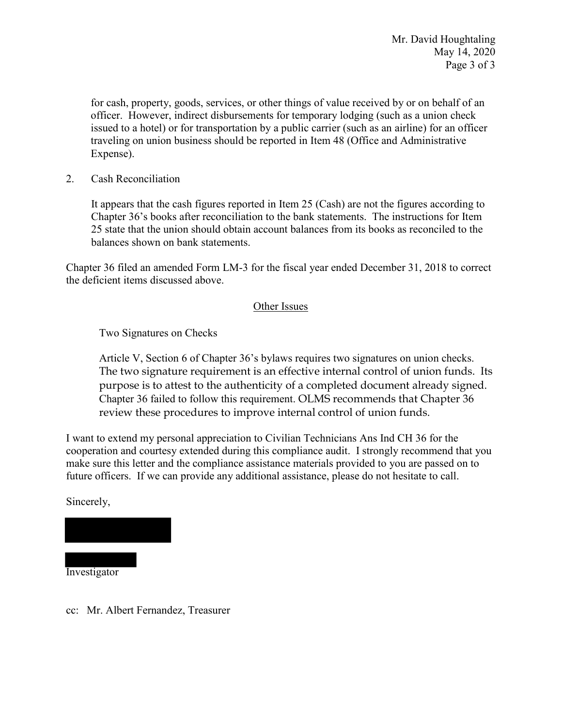for cash, property, goods, services, or other things of value received by or on behalf of an officer. However, indirect disbursements for temporary lodging (such as a union check issued to a hotel) or for transportation by a public carrier (such as an airline) for an officer traveling on union business should be reported in Item 48 (Office and Administrative Expense).

2. Cash Reconciliation

   It appears that the cash figures reported in Item 25 (Cash) are not the figures according to Chapter 36's books after reconciliation to the bank statements. The instructions for Item 25 state that the union should obtain account balances from its books as reconciled to the balances shown on bank statements.

Chapter 36 filed an amended Form LM-3 for the fiscal year ended December 31, 2018 to correct the deficient items discussed above.

<u>Other Issues</u>

Two Signatures on Checks

Article V, Section 6 of Chapter 36's bylaws requires two signatures on union checks. The two signature requirement is an effective internal control of union funds. Its purpose is to attest to the authenticity of a completed document already signed. Chapter 36 failed to follow this requirement. OLMS recommends that Chapter 36 review these procedures to improve internal control of union funds.

I want to extend my personal appreciation to Civilian Technicians Ans Ind CH 36 for the cooperation and courtesy extended during this compliance audit. I strongly recommend that you make sure this letter and the compliance assistance materials provided to you are passed on to future officers. If we can provide any additional assistance, please do not hesitate to call.

Sincerely,

Investigator

cc: Mr. Albert Fernandez, Treasurer